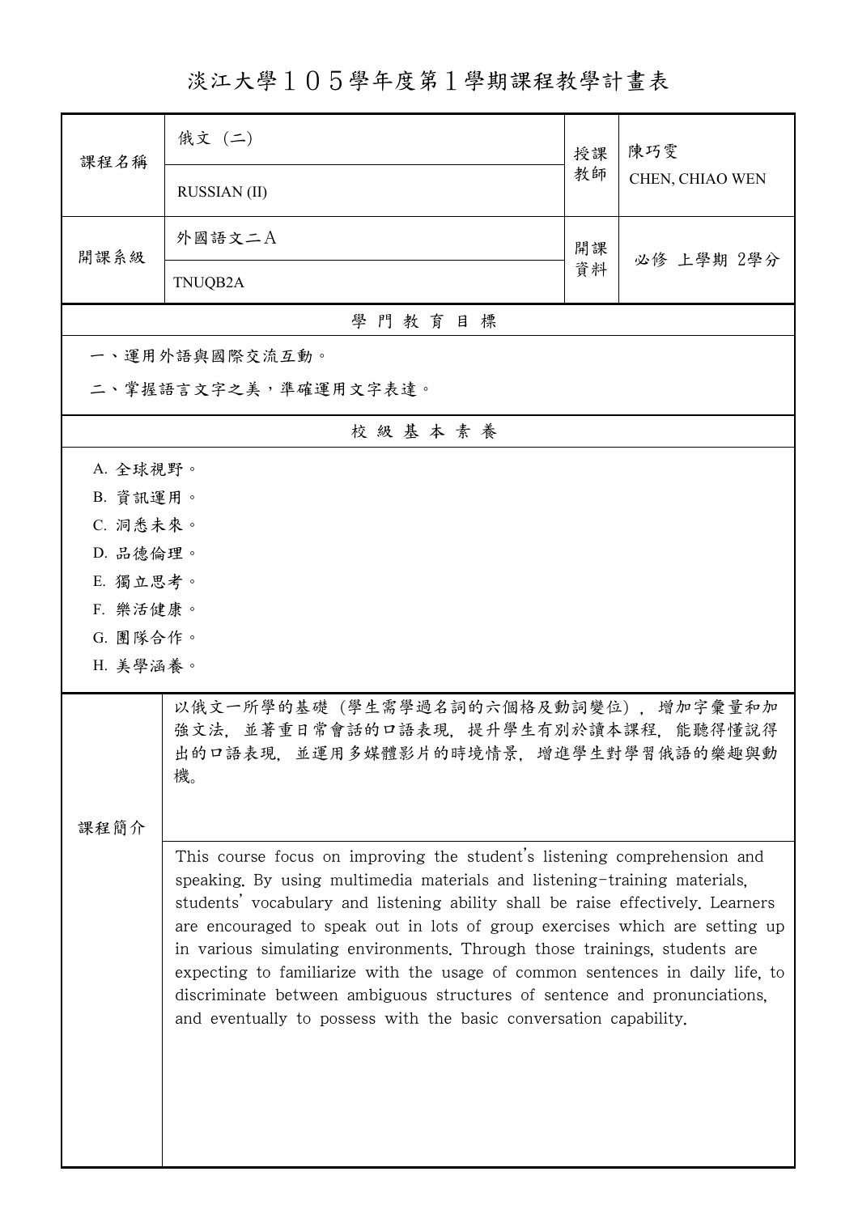# 淡江大學１０５學年度第１學期課程教學計畫表

| 課程名稱 | 俄文（二） | 授課教師 | 陳巧雯 |
|---|---|---|---|
| | RUSSIAN (II) | | CHEN, CHIAO WEN |
| 開課系級 | 外國語文二Ａ | 開課資料 | 必修 上學期 2學分 |
| | TNUQB2A | | |

## 學 門 教 育 目 標

一、運用外語與國際交流互動。

二、掌握語言文字之美，準確運用文字表達。

## 校 級 基 本 素 養

A. 全球視野。

B. 資訊運用。

C. 洞悉未來。

D. 品德倫理。

E. 獨立思考。

F. 樂活健康。

G. 團隊合作。

H. 美學涵養。

## 課程簡介

以俄文一所學的基礎（學生需學過名詞的六個格及動詞變位），增加字彙量和加強文法，並著重日常會話的口語表現，提升學生有別於讀本課程，能聽得懂說得出的口語表現，並運用多媒體影片的時境情景，增進學生對學習俄語的樂趣與動機。

This course focus on improving the student's listening comprehension and speaking. By using multimedia materials and listening-training materials, students' vocabulary and listening ability shall be raise effectively. Learners are encouraged to speak out in lots of group exercises which are setting up in various simulating environments. Through those trainings, students are expecting to familiarize with the usage of common sentences in daily life, to discriminate between ambiguous structures of sentence and pronunciations, and eventually to possess with the basic conversation capability.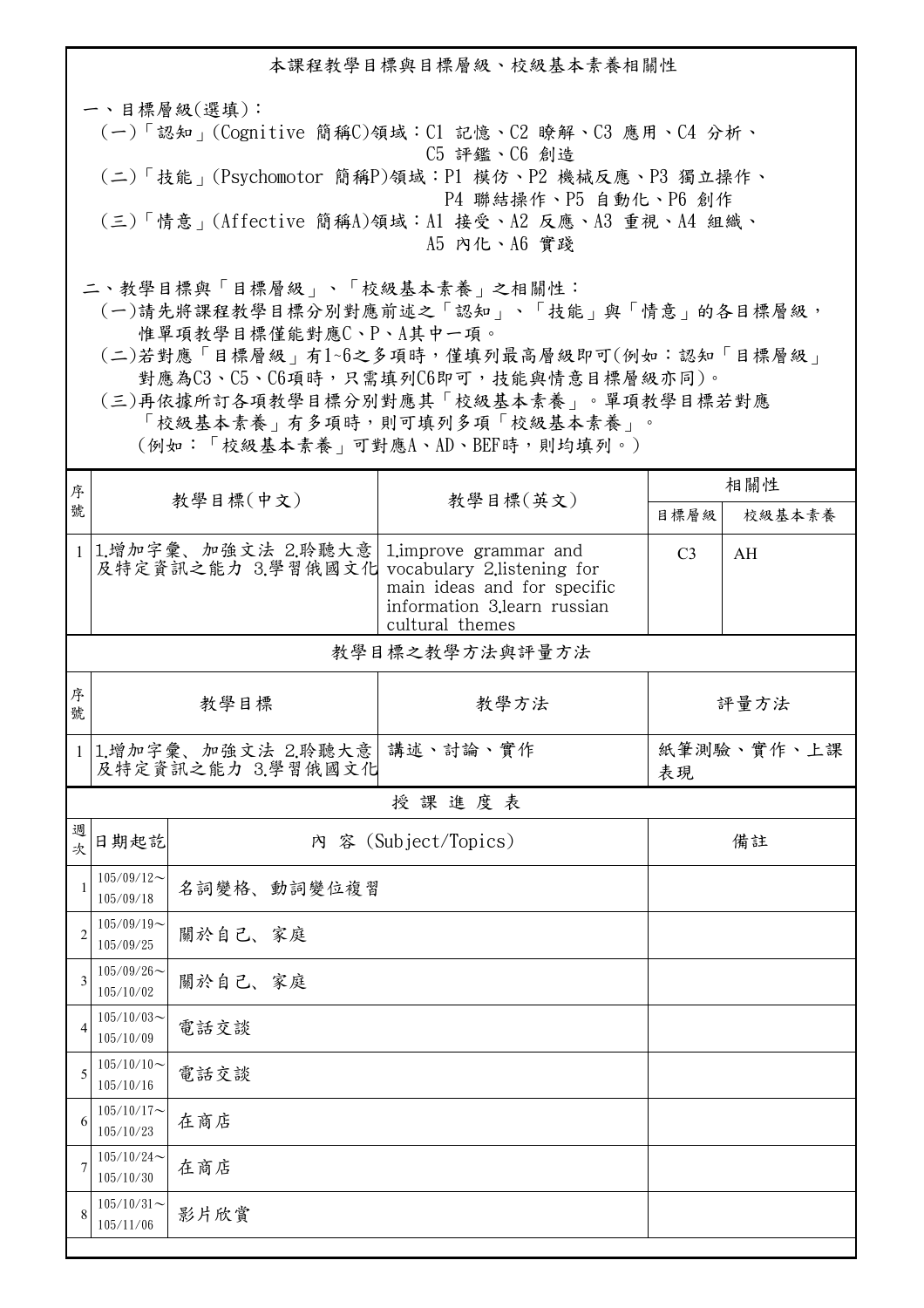## 本課程教學目標與目標層級、校級基本素養相關性

一、目標層級(選填)：

(一)「認知」(Cognitive 簡稱C)領域：C1 記憶、C2 瞭解、C3 應用、C4 分析、C5 評鑑、C6 創造

(二)「技能」(Psychomotor 簡稱P)領域：P1 模仿、P2 機械反應、P3 獨立操作、P4 聯結操作、P5 自動化、P6 創作

(三)「情意」(Affective 簡稱A)領域：A1 接受、A2 反應、A3 重視、A4 組織、A5 內化、A6 實踐

二、教學目標與「目標層級」、「校級基本素養」之相關性：

(一)請先將課程教學目標分別對應前述之「認知」、「技能」與「情意」的各目標層級，惟單項教學目標僅能對應C、P、A其中一項。

(二)若對應「目標層級」有1~6之多項時，僅填列最高層級即可(例如：認知「目標層級」對應為C3、C5、C6項時，只需填列C6即可，技能與情意目標層級亦同)。

(三)再依據所訂各項教學目標分別對應其「校級基本素養」。單項教學目標若對應「校級基本素養」有多項時，則可填列多項「校級基本素養」。(例如：「校級基本素養」可對應A、AD、BEF時，則均填列。)

| 序號 | 教學目標(中文) | 教學目標(英文) | 相關性 | |
|---|---|---|---|---|
| | | | 目標層級 | 校級基本素養 |
| 1 | 1.增加字彙、加強文法 2.聆聽大意及特定資訊之能力 3.學習俄國文化 | 1.improve grammar and vocabulary 2.listening for main ideas and for specific information 3.learn russian cultural themes | C3 | AH |

### 教學目標之教學方法與評量方法

| 序號 | 教學目標 | 教學方法 | 評量方法 |
|---|---|---|---|
| 1 | 1.增加字彙、加強文法 2.聆聽大意及特定資訊之能力 3.學習俄國文化 | 講述、討論、實作 | 紙筆測驗、實作、上課表現 |

### 授 課 進 度 表

| 週次 | 日期起訖 | 內 容 (Subject/Topics) | 備註 |
|---|---|---|---|
| 1 | 105/09/12～105/09/18 | 名詞變格、動詞變位複習 | |
| 2 | 105/09/19～105/09/25 | 關於自己、家庭 | |
| 3 | 105/09/26～105/10/02 | 關於自己、家庭 | |
| 4 | 105/10/03～105/10/09 | 電話交談 | |
| 5 | 105/10/10～105/10/16 | 電話交談 | |
| 6 | 105/10/17～105/10/23 | 在商店 | |
| 7 | 105/10/24～105/10/30 | 在商店 | |
| 8 | 105/10/31～105/11/06 | 影片欣賞 | |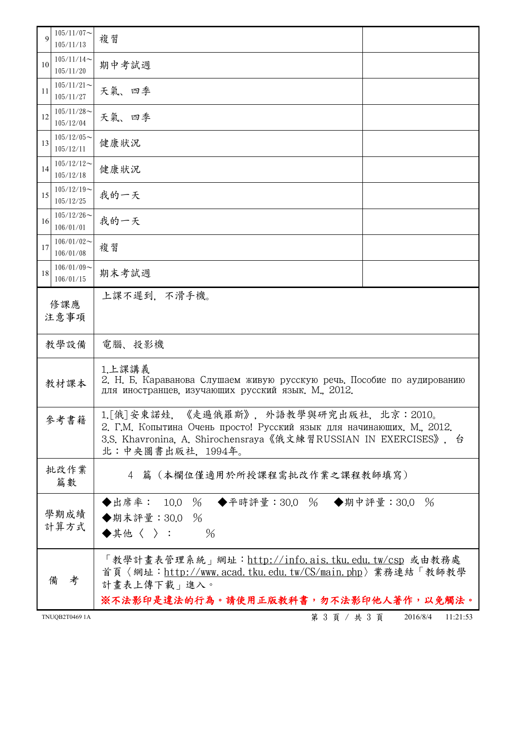| | | | |
|---|---|---|---|
| 9 | 105/11/07～<br>105/11/13 | 複習 | |
| 10 | 105/11/14～<br>105/11/20 | 期中考試週 | |
| 11 | 105/11/21～<br>105/11/27 | 天氣、四季 | |
| 12 | 105/11/28～<br>105/12/04 | 天氣、四季 | |
| 13 | 105/12/05～<br>105/12/11 | 健康狀況 | |
| 14 | 105/12/12～<br>105/12/18 | 健康狀況 | |
| 15 | 105/12/19～<br>105/12/25 | 我的一天 | |
| 16 | 105/12/26～<br>106/01/01 | 我的一天 | |
| 17 | 106/01/02～<br>106/01/08 | 複習 | |
| 18 | 106/01/09～<br>106/01/15 | 期末考試週 | |

| | |
|---|---|
| 修課應注意事項 | 上課不遲到，不滑手機。 |
| 教學設備 | 電腦、投影機 |
| 教材課本 | 1.上課講義<br>2. Н. Б. Караванова Слушаем живую русскую речь. Пособие по аудированию для иностранцев, изучающих русский язык. М., 2012. |
| 參考書籍 | 1.[俄]安東諾娃，《走遍俄羅斯》，外語教學與研究出版社，北京：2010。<br>2. Г.М. Копытина Очень просто! Русский язык для начинающих. М., 2012.<br>3.S. Khavronina, A. Shirochensraya《俄文練習RUSSIAN IN EXERCISES》，台北：中央圖書出版社，1994年。 |
| 批改作業篇數 | 4 篇（本欄位僅適用於所授課程需批改作業之課程教師填寫） |
| 學期成績計算方式 | ◆出席率： 10.0 ％ ◆平時評量：30.0 ％ ◆期中評量：30.0 ％<br>◆期末評量：30.0 ％<br>◆其他〈 〉： ％ |
| 備考 | 「教學計畫表管理系統」網址：http://info.ais.tku.edu.tw/csp 或由教務處首頁〈網址：http://www.acad.tku.edu.tw/CS/main.php〉業務連結「教師教學計畫表上傳下載」進入。<br>**※不法影印是違法的行為。請使用正版教科書，勿不法影印他人著作，以免觸法。** |

TNUQB2T0469 1A 2016/8/4 11:21:53